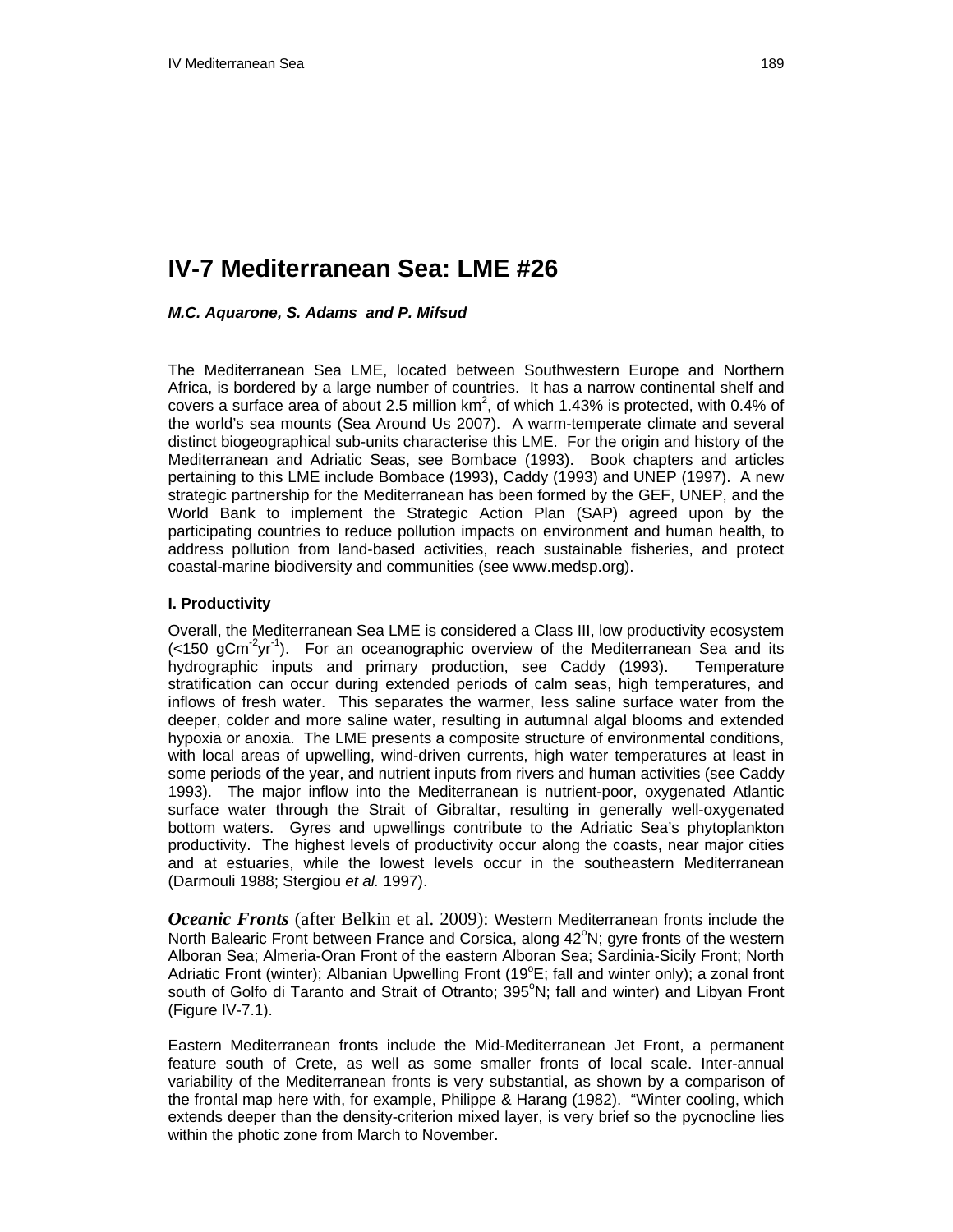# IV-7 Mediterranean Sea: LME #26

***M.C. Aquarone, S. Adams and P. Mifsud***

The Mediterranean Sea LME, located between Southwestern Europe and Northern Africa, is bordered by a large number of countries. It has a narrow continental shelf and covers a surface area of about 2.5 million km$^2$, of which 1.43% is protected, with 0.4% of the world's sea mounts (Sea Around Us 2007). A warm-temperate climate and several distinct biogeographical sub-units characterise this LME. For the origin and history of the Mediterranean and Adriatic Seas, see Bombace (1993). Book chapters and articles pertaining to this LME include Bombace (1993), Caddy (1993) and UNEP (1997). A new strategic partnership for the Mediterranean has been formed by the GEF, UNEP, and the World Bank to implement the Strategic Action Plan (SAP) agreed upon by the participating countries to reduce pollution impacts on environment and human health, to address pollution from land-based activities, reach sustainable fisheries, and protect coastal-marine biodiversity and communities (see www.medsp.org).

### I. Productivity

Overall, the Mediterranean Sea LME is considered a Class III, low productivity ecosystem (<150 gCm$^{-2}$yr$^{-1}$). For an oceanographic overview of the Mediterranean Sea and its hydrographic inputs and primary production, see Caddy (1993). Temperature stratification can occur during extended periods of calm seas, high temperatures, and inflows of fresh water. This separates the warmer, less saline surface water from the deeper, colder and more saline water, resulting in autumnal algal blooms and extended hypoxia or anoxia. The LME presents a composite structure of environmental conditions, with local areas of upwelling, wind-driven currents, high water temperatures at least in some periods of the year, and nutrient inputs from rivers and human activities (see Caddy 1993). The major inflow into the Mediterranean is nutrient-poor, oxygenated Atlantic surface water through the Strait of Gibraltar, resulting in generally well-oxygenated bottom waters. Gyres and upwellings contribute to the Adriatic Sea's phytoplankton productivity. The highest levels of productivity occur along the coasts, near major cities and at estuaries, while the lowest levels occur in the southeastern Mediterranean (Darmouli 1988; Stergiou *et al.* 1997).

***Oceanic Fronts*** (after Belkin et al. 2009): Western Mediterranean fronts include the North Balearic Front between France and Corsica, along 42$^o$N; gyre fronts of the western Alboran Sea; Almeria-Oran Front of the eastern Alboran Sea; Sardinia-Sicily Front; North Adriatic Front (winter); Albanian Upwelling Front (19$^o$E; fall and winter only); a zonal front south of Golfo di Taranto and Strait of Otranto; 395$^o$N; fall and winter) and Libyan Front (Figure IV-7.1).

Eastern Mediterranean fronts include the Mid-Mediterranean Jet Front, a permanent feature south of Crete, as well as some smaller fronts of local scale. Inter-annual variability of the Mediterranean fronts is very substantial, as shown by a comparison of the frontal map here with, for example, Philippe & Harang (1982). "Winter cooling, which extends deeper than the density-criterion mixed layer, is very brief so the pycnocline lies within the photic zone from March to November.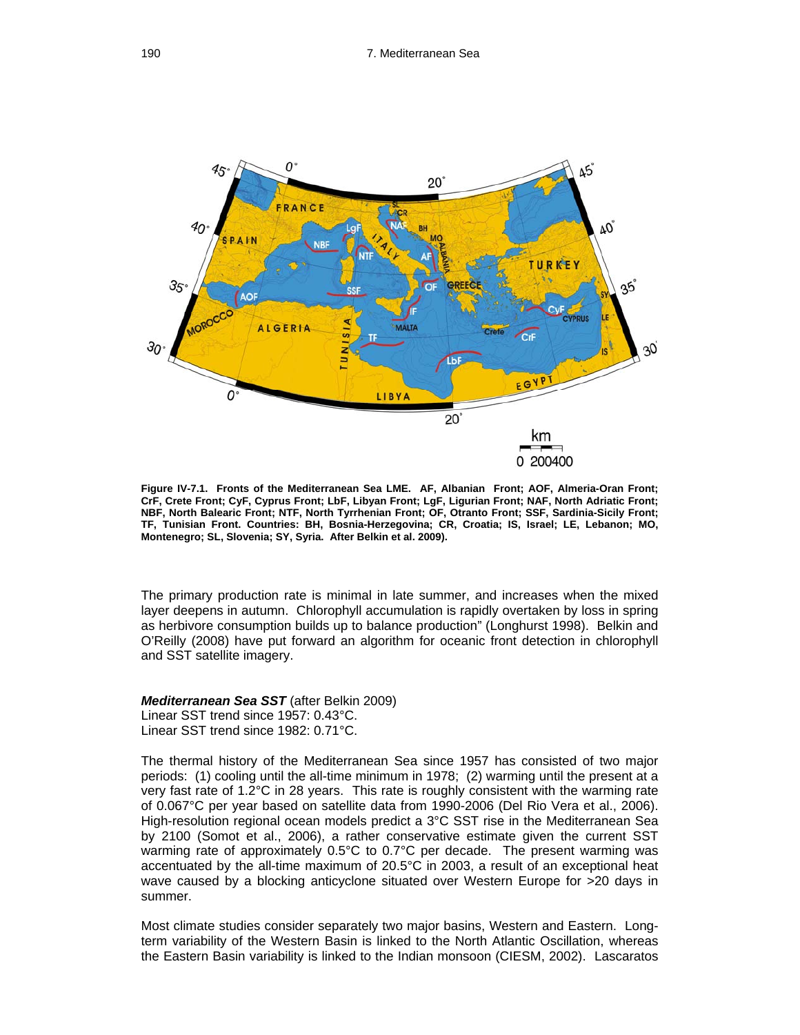Figure IV-7.1. Fronts of the Mediterranean Sea LME. AF, Albanian Front; AOF, Almeria-Oran Front; CrF, Crete Front; CyF, Cyprus Front; LbF, Libyan Front; LgF, Ligurian Front; NAF, North Adriatic Front; NBF, North Balearic Front; NTF, North Tyrrhenian Front; OF, Otranto Front; SSF, Sardinia-Sicily Front; TF, Tunisian Front. Countries: BH, Bosnia-Herzegovina; CR, Croatia; IS, Israel; LE, Lebanon; MO, Montenegro; SL, Slovenia; SY, Syria. After Belkin et al. 2009).

The primary production rate is minimal in late summer, and increases when the mixed layer deepens in autumn. Chlorophyll accumulation is rapidly overtaken by loss in spring as herbivore consumption builds up to balance production" (Longhurst 1998). Belkin and O'Reilly (2008) have put forward an algorithm for oceanic front detection in chlorophyll and SST satellite imagery.

***Mediterranean Sea SST*** (after Belkin 2009)
Linear SST trend since 1957: 0.43°C.
Linear SST trend since 1982: 0.71°C.

The thermal history of the Mediterranean Sea since 1957 has consisted of two major periods: (1) cooling until the all-time minimum in 1978; (2) warming until the present at a very fast rate of 1.2°C in 28 years. This rate is roughly consistent with the warming rate of 0.067°C per year based on satellite data from 1990-2006 (Del Rio Vera et al., 2006). High-resolution regional ocean models predict a 3°C SST rise in the Mediterranean Sea by 2100 (Somot et al., 2006), a rather conservative estimate given the current SST warming rate of approximately 0.5°C to 0.7°C per decade. The present warming was accentuated by the all-time maximum of 20.5°C in 2003, a result of an exceptional heat wave caused by a blocking anticyclone situated over Western Europe for >20 days in summer.

Most climate studies consider separately two major basins, Western and Eastern. Long-term variability of the Western Basin is linked to the North Atlantic Oscillation, whereas the Eastern Basin variability is linked to the Indian monsoon (CIESM, 2002). Lascaratos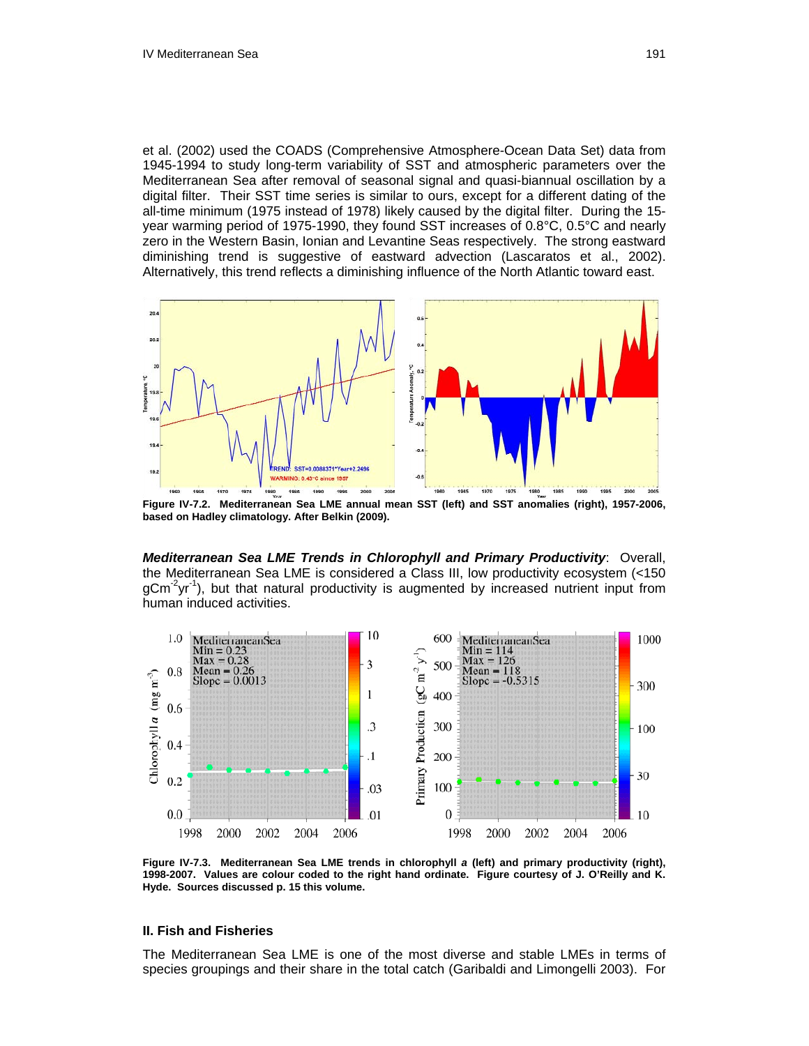et al. (2002) used the COADS (Comprehensive Atmosphere-Ocean Data Set) data from 1945-1994 to study long-term variability of SST and atmospheric parameters over the Mediterranean Sea after removal of seasonal signal and quasi-biannual oscillation by a digital filter. Their SST time series is similar to ours, except for a different dating of the all-time minimum (1975 instead of 1978) likely caused by the digital filter. During the 15-year warming period of 1975-1990, they found SST increases of 0.8°C, 0.5°C and nearly zero in the Western Basin, Ionian and Levantine Seas respectively. The strong eastward diminishing trend is suggestive of eastward advection (Lascaratos et al., 2002). Alternatively, this trend reflects a diminishing influence of the North Atlantic toward east.

**Figure IV-7.2. Mediterranean Sea LME annual mean SST (left) and SST anomalies (right), 1957-2006, based on Hadley climatology. After Belkin (2009).**

***Mediterranean Sea LME Trends in Chlorophyll and Primary Productivity***: Overall, the Mediterranean Sea LME is considered a Class III, low productivity ecosystem (<150 $gCm^{-2}yr^{-1}$), but that natural productivity is augmented by increased nutrient input from human induced activities.

**Figure IV-7.3. Mediterranean Sea LME trends in chlorophyll *a* (left) and primary productivity (right), 1998-2007. Values are colour coded to the right hand ordinate. Figure courtesy of J. O'Reilly and K. Hyde. Sources discussed p. 15 this volume.**

## II. Fish and Fisheries

The Mediterranean Sea LME is one of the most diverse and stable LMEs in terms of species groupings and their share in the total catch (Garibaldi and Limongelli 2003). For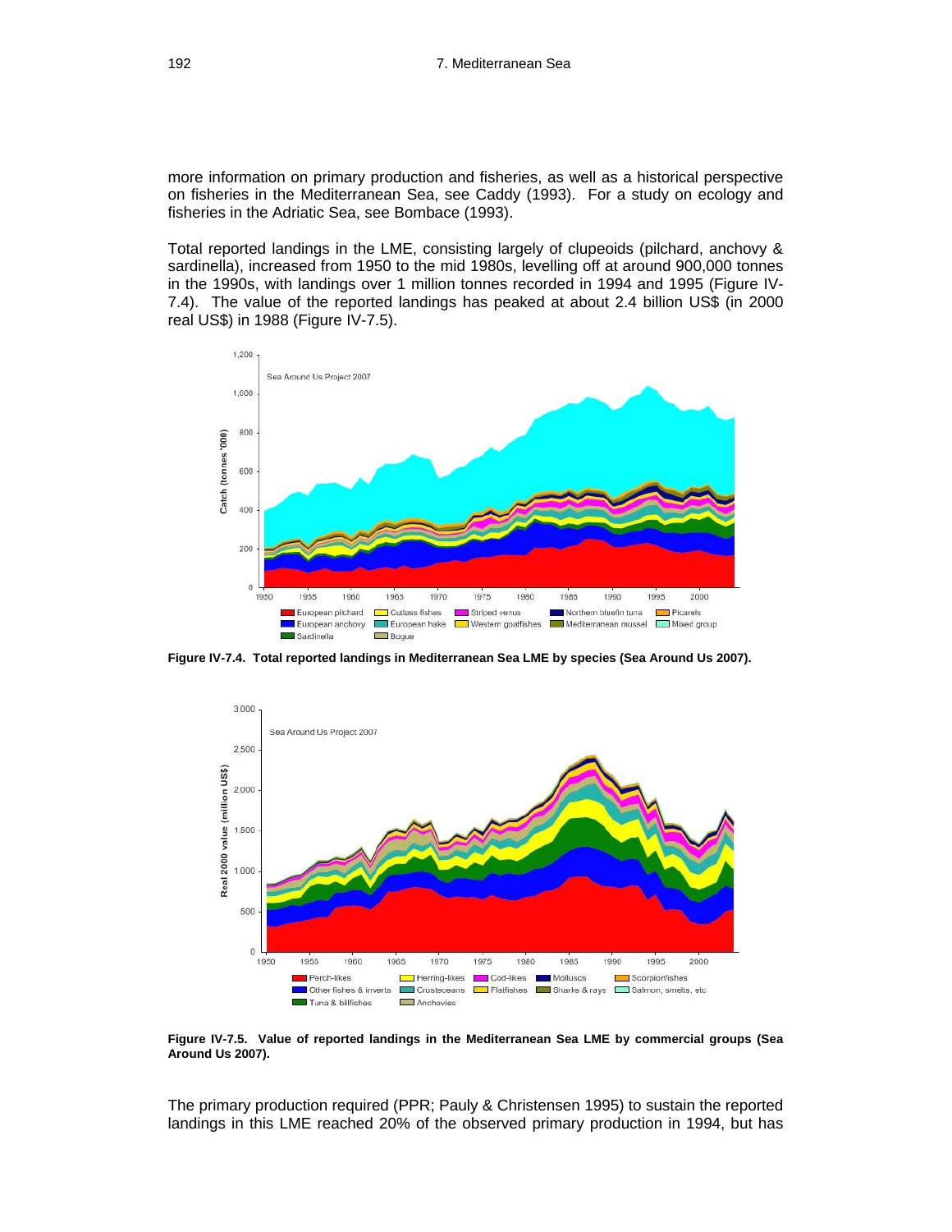more information on primary production and fisheries, as well as a historical perspective on fisheries in the Mediterranean Sea, see Caddy (1993). For a study on ecology and fisheries in the Adriatic Sea, see Bombace (1993).

Total reported landings in the LME, consisting largely of clupeoids (pilchard, anchovy & sardinella), increased from 1950 to the mid 1980s, levelling off at around 900,000 tonnes in the 1990s, with landings over 1 million tonnes recorded in 1994 and 1995 (Figure IV-7.4). The value of the reported landings has peaked at about 2.4 billion US$ (in 2000 real US$) in 1988 (Figure IV-7.5).

**Figure IV-7.4. Total reported landings in Mediterranean Sea LME by species (Sea Around Us 2007).**

**Figure IV-7.5. Value of reported landings in the Mediterranean Sea LME by commercial groups (Sea Around Us 2007).**

The primary production required (PPR; Pauly & Christensen 1995) to sustain the reported landings in this LME reached 20% of the observed primary production in 1994, but has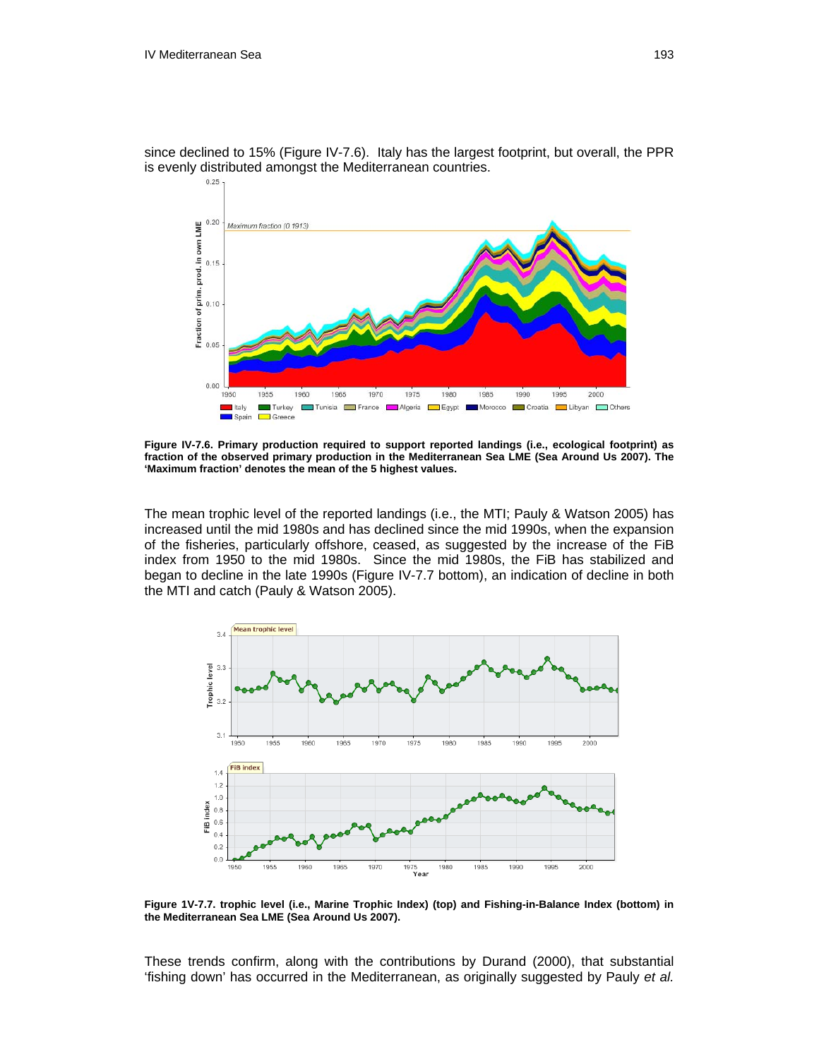since declined to 15% (Figure IV-7.6). Italy has the largest footprint, but overall, the PPR is evenly distributed amongst the Mediterranean countries.

**Figure IV-7.6. Primary production required to support reported landings (i.e., ecological footprint) as fraction of the observed primary production in the Mediterranean Sea LME (Sea Around Us 2007). The 'Maximum fraction' denotes the mean of the 5 highest values.**

The mean trophic level of the reported landings (i.e., the MTI; Pauly & Watson 2005) has increased until the mid 1980s and has declined since the mid 1990s, when the expansion of the fisheries, particularly offshore, ceased, as suggested by the increase of the FiB index from 1950 to the mid 1980s. Since the mid 1980s, the FiB has stabilized and began to decline in the late 1990s (Figure IV-7.7 bottom), an indication of decline in both the MTI and catch (Pauly & Watson 2005).

**Figure 1V-7.7. trophic level (i.e., Marine Trophic Index) (top) and Fishing-in-Balance Index (bottom) in the Mediterranean Sea LME (Sea Around Us 2007).**

These trends confirm, along with the contributions by Durand (2000), that substantial 'fishing down' has occurred in the Mediterranean, as originally suggested by Pauly *et al.*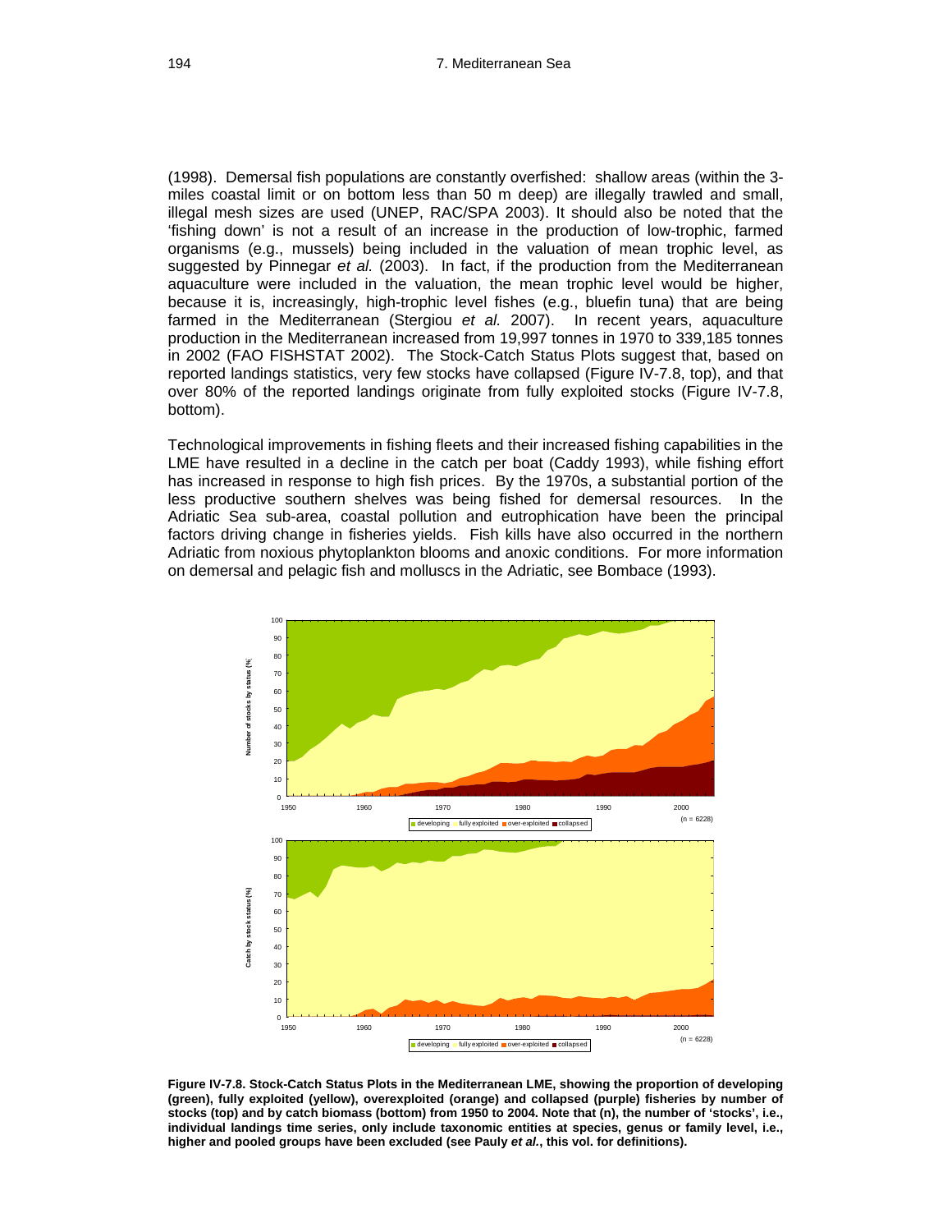(1998). Demersal fish populations are constantly overfished: shallow areas (within the 3-miles coastal limit or on bottom less than 50 m deep) are illegally trawled and small, illegal mesh sizes are used (UNEP, RAC/SPA 2003). It should also be noted that the 'fishing down' is not a result of an increase in the production of low-trophic, farmed organisms (e.g., mussels) being included in the valuation of mean trophic level, as suggested by Pinnegar *et al.* (2003). In fact, if the production from the Mediterranean aquaculture were included in the valuation, the mean trophic level would be higher, because it is, increasingly, high-trophic level fishes (e.g., bluefin tuna) that are being farmed in the Mediterranean (Stergiou *et al.* 2007). In recent years, aquaculture production in the Mediterranean increased from 19,997 tonnes in 1970 to 339,185 tonnes in 2002 (FAO FISHSTAT 2002). The Stock-Catch Status Plots suggest that, based on reported landings statistics, very few stocks have collapsed (Figure IV-7.8, top), and that over 80% of the reported landings originate from fully exploited stocks (Figure IV-7.8, bottom).

Technological improvements in fishing fleets and their increased fishing capabilities in the LME have resulted in a decline in the catch per boat (Caddy 1993), while fishing effort has increased in response to high fish prices. By the 1970s, a substantial portion of the less productive southern shelves was being fished for demersal resources. In the Adriatic Sea sub-area, coastal pollution and eutrophication have been the principal factors driving change in fisheries yields. Fish kills have also occurred in the northern Adriatic from noxious phytoplankton blooms and anoxic conditions. For more information on demersal and pelagic fish and molluscs in the Adriatic, see Bombace (1993).

**Figure IV-7.8. Stock-Catch Status Plots in the Mediterranean LME, showing the proportion of developing (green), fully exploited (yellow), overexploited (orange) and collapsed (purple) fisheries by number of stocks (top) and by catch biomass (bottom) from 1950 to 2004. Note that (n), the number of 'stocks', i.e., individual landings time series, only include taxonomic entities at species, genus or family level, i.e., higher and pooled groups have been excluded (see Pauly *et al.*, this vol. for definitions).**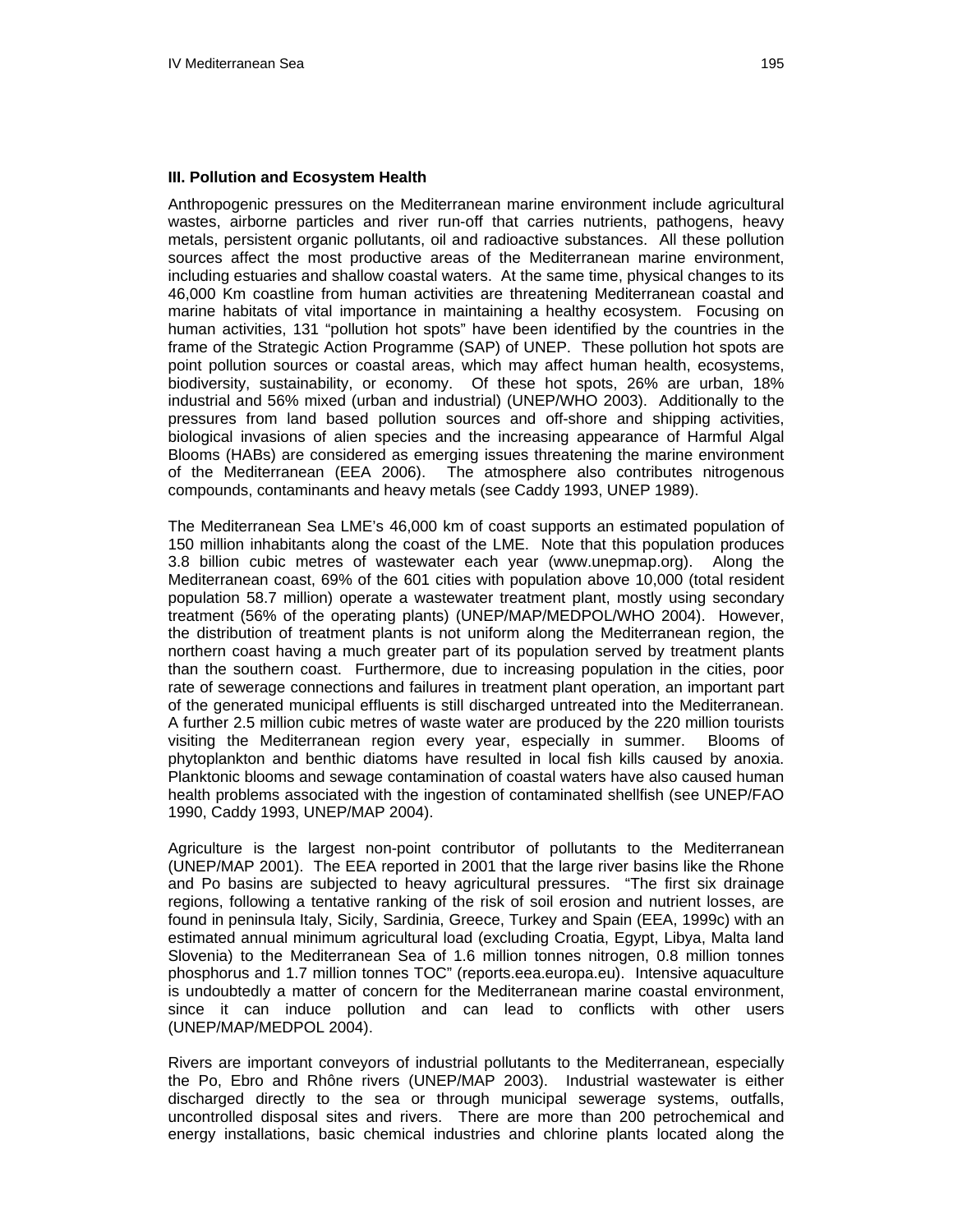### III. Pollution and Ecosystem Health

Anthropogenic pressures on the Mediterranean marine environment include agricultural wastes, airborne particles and river run-off that carries nutrients, pathogens, heavy metals, persistent organic pollutants, oil and radioactive substances. All these pollution sources affect the most productive areas of the Mediterranean marine environment, including estuaries and shallow coastal waters. At the same time, physical changes to its 46,000 Km coastline from human activities are threatening Mediterranean coastal and marine habitats of vital importance in maintaining a healthy ecosystem. Focusing on human activities, 131 "pollution hot spots" have been identified by the countries in the frame of the Strategic Action Programme (SAP) of UNEP. These pollution hot spots are point pollution sources or coastal areas, which may affect human health, ecosystems, biodiversity, sustainability, or economy. Of these hot spots, 26% are urban, 18% industrial and 56% mixed (urban and industrial) (UNEP/WHO 2003). Additionally to the pressures from land based pollution sources and off-shore and shipping activities, biological invasions of alien species and the increasing appearance of Harmful Algal Blooms (HABs) are considered as emerging issues threatening the marine environment of the Mediterranean (EEA 2006). The atmosphere also contributes nitrogenous compounds, contaminants and heavy metals (see Caddy 1993, UNEP 1989).

The Mediterranean Sea LME's 46,000 km of coast supports an estimated population of 150 million inhabitants along the coast of the LME. Note that this population produces 3.8 billion cubic metres of wastewater each year (www.unepmap.org). Along the Mediterranean coast, 69% of the 601 cities with population above 10,000 (total resident population 58.7 million) operate a wastewater treatment plant, mostly using secondary treatment (56% of the operating plants) (UNEP/MAP/MEDPOL/WHO 2004). However, the distribution of treatment plants is not uniform along the Mediterranean region, the northern coast having a much greater part of its population served by treatment plants than the southern coast. Furthermore, due to increasing population in the cities, poor rate of sewerage connections and failures in treatment plant operation, an important part of the generated municipal effluents is still discharged untreated into the Mediterranean. A further 2.5 million cubic metres of waste water are produced by the 220 million tourists visiting the Mediterranean region every year, especially in summer. Blooms of phytoplankton and benthic diatoms have resulted in local fish kills caused by anoxia. Planktonic blooms and sewage contamination of coastal waters have also caused human health problems associated with the ingestion of contaminated shellfish (see UNEP/FAO 1990, Caddy 1993, UNEP/MAP 2004).

Agriculture is the largest non-point contributor of pollutants to the Mediterranean (UNEP/MAP 2001). The EEA reported in 2001 that the large river basins like the Rhone and Po basins are subjected to heavy agricultural pressures. "The first six drainage regions, following a tentative ranking of the risk of soil erosion and nutrient losses, are found in peninsula Italy, Sicily, Sardinia, Greece, Turkey and Spain (EEA, 1999c) with an estimated annual minimum agricultural load (excluding Croatia, Egypt, Libya, Malta land Slovenia) to the Mediterranean Sea of 1.6 million tonnes nitrogen, 0.8 million tonnes phosphorus and 1.7 million tonnes TOC" (reports.eea.europa.eu). Intensive aquaculture is undoubtedly a matter of concern for the Mediterranean marine coastal environment, since it can induce pollution and can lead to conflicts with other users (UNEP/MAP/MEDPOL 2004).

Rivers are important conveyors of industrial pollutants to the Mediterranean, especially the Po, Ebro and Rhône rivers (UNEP/MAP 2003). Industrial wastewater is either discharged directly to the sea or through municipal sewerage systems, outfalls, uncontrolled disposal sites and rivers. There are more than 200 petrochemical and energy installations, basic chemical industries and chlorine plants located along the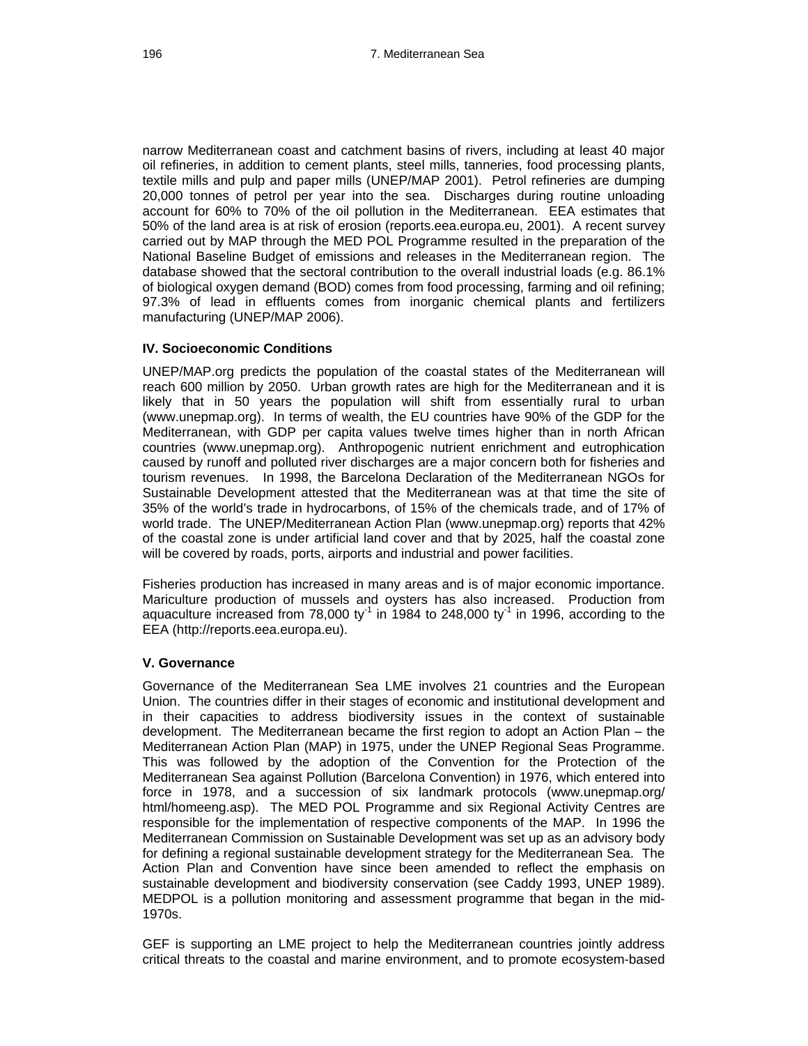narrow Mediterranean coast and catchment basins of rivers, including at least 40 major oil refineries, in addition to cement plants, steel mills, tanneries, food processing plants, textile mills and pulp and paper mills (UNEP/MAP 2001). Petrol refineries are dumping 20,000 tonnes of petrol per year into the sea. Discharges during routine unloading account for 60% to 70% of the oil pollution in the Mediterranean. EEA estimates that 50% of the land area is at risk of erosion (reports.eea.europa.eu, 2001). A recent survey carried out by MAP through the MED POL Programme resulted in the preparation of the National Baseline Budget of emissions and releases in the Mediterranean region. The database showed that the sectoral contribution to the overall industrial loads (e.g. 86.1% of biological oxygen demand (BOD) comes from food processing, farming and oil refining; 97.3% of lead in effluents comes from inorganic chemical plants and fertilizers manufacturing (UNEP/MAP 2006).

### IV. Socioeconomic Conditions

UNEP/MAP.org predicts the population of the coastal states of the Mediterranean will reach 600 million by 2050. Urban growth rates are high for the Mediterranean and it is likely that in 50 years the population will shift from essentially rural to urban (www.unepmap.org). In terms of wealth, the EU countries have 90% of the GDP for the Mediterranean, with GDP per capita values twelve times higher than in north African countries (www.unepmap.org). Anthropogenic nutrient enrichment and eutrophication caused by runoff and polluted river discharges are a major concern both for fisheries and tourism revenues. In 1998, the Barcelona Declaration of the Mediterranean NGOs for Sustainable Development attested that the Mediterranean was at that time the site of 35% of the world's trade in hydrocarbons, of 15% of the chemicals trade, and of 17% of world trade. The UNEP/Mediterranean Action Plan (www.unepmap.org) reports that 42% of the coastal zone is under artificial land cover and that by 2025, half the coastal zone will be covered by roads, ports, airports and industrial and power facilities.

Fisheries production has increased in many areas and is of major economic importance. Mariculture production of mussels and oysters has also increased. Production from aquaculture increased from 78,000 $ty^{-1}$ in 1984 to 248,000 $ty^{-1}$ in 1996, according to the EEA (http://reports.eea.europa.eu).

### V. Governance

Governance of the Mediterranean Sea LME involves 21 countries and the European Union. The countries differ in their stages of economic and institutional development and in their capacities to address biodiversity issues in the context of sustainable development. The Mediterranean became the first region to adopt an Action Plan – the Mediterranean Action Plan (MAP) in 1975, under the UNEP Regional Seas Programme. This was followed by the adoption of the Convention for the Protection of the Mediterranean Sea against Pollution (Barcelona Convention) in 1976, which entered into force in 1978, and a succession of six landmark protocols (www.unepmap.org/html/homeeng.asp). The MED POL Programme and six Regional Activity Centres are responsible for the implementation of respective components of the MAP. In 1996 the Mediterranean Commission on Sustainable Development was set up as an advisory body for defining a regional sustainable development strategy for the Mediterranean Sea. The Action Plan and Convention have since been amended to reflect the emphasis on sustainable development and biodiversity conservation (see Caddy 1993, UNEP 1989). MEDPOL is a pollution monitoring and assessment programme that began in the mid-1970s.

GEF is supporting an LME project to help the Mediterranean countries jointly address critical threats to the coastal and marine environment, and to promote ecosystem-based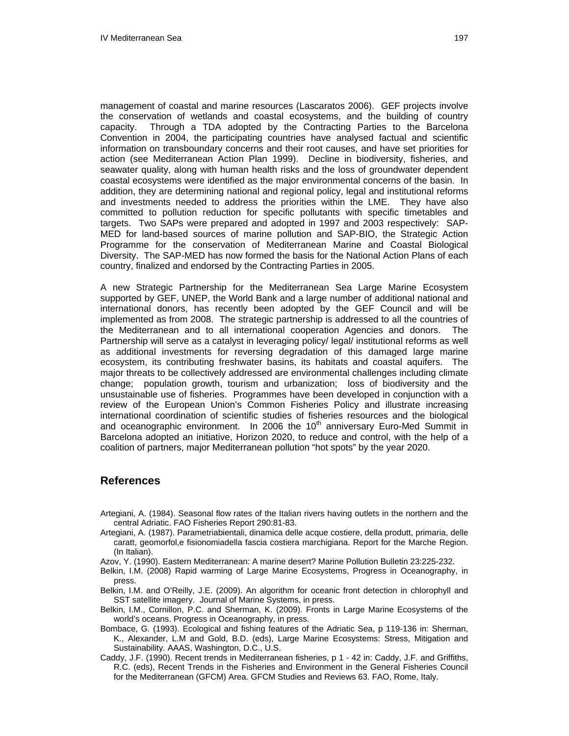management of coastal and marine resources (Lascaratos 2006). GEF projects involve the conservation of wetlands and coastal ecosystems, and the building of country capacity. Through a TDA adopted by the Contracting Parties to the Barcelona Convention in 2004, the participating countries have analysed factual and scientific information on transboundary concerns and their root causes, and have set priorities for action (see Mediterranean Action Plan 1999). Decline in biodiversity, fisheries, and seawater quality, along with human health risks and the loss of groundwater dependent coastal ecosystems were identified as the major environmental concerns of the basin. In addition, they are determining national and regional policy, legal and institutional reforms and investments needed to address the priorities within the LME. They have also committed to pollution reduction for specific pollutants with specific timetables and targets. Two SAPs were prepared and adopted in 1997 and 2003 respectively: SAP-MED for land-based sources of marine pollution and SAP-BIO, the Strategic Action Programme for the conservation of Mediterranean Marine and Coastal Biological Diversity. The SAP-MED has now formed the basis for the National Action Plans of each country, finalized and endorsed by the Contracting Parties in 2005.

A new Strategic Partnership for the Mediterranean Sea Large Marine Ecosystem supported by GEF, UNEP, the World Bank and a large number of additional national and international donors, has recently been adopted by the GEF Council and will be implemented as from 2008. The strategic partnership is addressed to all the countries of the Mediterranean and to all international cooperation Agencies and donors. The Partnership will serve as a catalyst in leveraging policy/ legal/ institutional reforms as well as additional investments for reversing degradation of this damaged large marine ecosystem, its contributing freshwater basins, its habitats and coastal aquifers. The major threats to be collectively addressed are environmental challenges including climate change; population growth, tourism and urbanization; loss of biodiversity and the unsustainable use of fisheries. Programmes have been developed in conjunction with a review of the European Union's Common Fisheries Policy and illustrate increasing international coordination of scientific studies of fisheries resources and the biological and oceanographic environment. In 2006 the 10th anniversary Euro-Med Summit in Barcelona adopted an initiative, Horizon 2020, to reduce and control, with the help of a coalition of partners, major Mediterranean pollution "hot spots" by the year 2020.

## References

Artegiani, A. (1984). Seasonal flow rates of the Italian rivers having outlets in the northern and the central Adriatic. FAO Fisheries Report 290:81-83.

Artegiani, A. (1987). Parametriabientali, dinamica delle acque costiere, della produtt, primaria, delle caratt, geomorfol,e fisionomiadella fascia costiera marchigiana. Report for the Marche Region. (In Italian).

Azov, Y. (1990). Eastern Mediterranean: A marine desert? Marine Pollution Bulletin 23:225-232.

Belkin, I.M. (2008) Rapid warming of Large Marine Ecosystems, Progress in Oceanography, in press.

Belkin, I.M. and O'Reilly, J.E. (2009). An algorithm for oceanic front detection in chlorophyll and SST satellite imagery. Journal of Marine Systems, in press.

Belkin, I.M., Cornillon, P.C. and Sherman, K. (2009). Fronts in Large Marine Ecosystems of the world's oceans. Progress in Oceanography, in press.

Bombace, G. (1993). Ecological and fishing features of the Adriatic Sea, p 119-136 in: Sherman, K., Alexander, L.M and Gold, B.D. (eds), Large Marine Ecosystems: Stress, Mitigation and Sustainability. AAAS, Washington, D.C., U.S.

Caddy, J.F. (1990). Recent trends in Mediterranean fisheries, p 1 - 42 in: Caddy, J.F. and Griffiths, R.C. (eds), Recent Trends in the Fisheries and Environment in the General Fisheries Council for the Mediterranean (GFCM) Area. GFCM Studies and Reviews 63. FAO, Rome, Italy.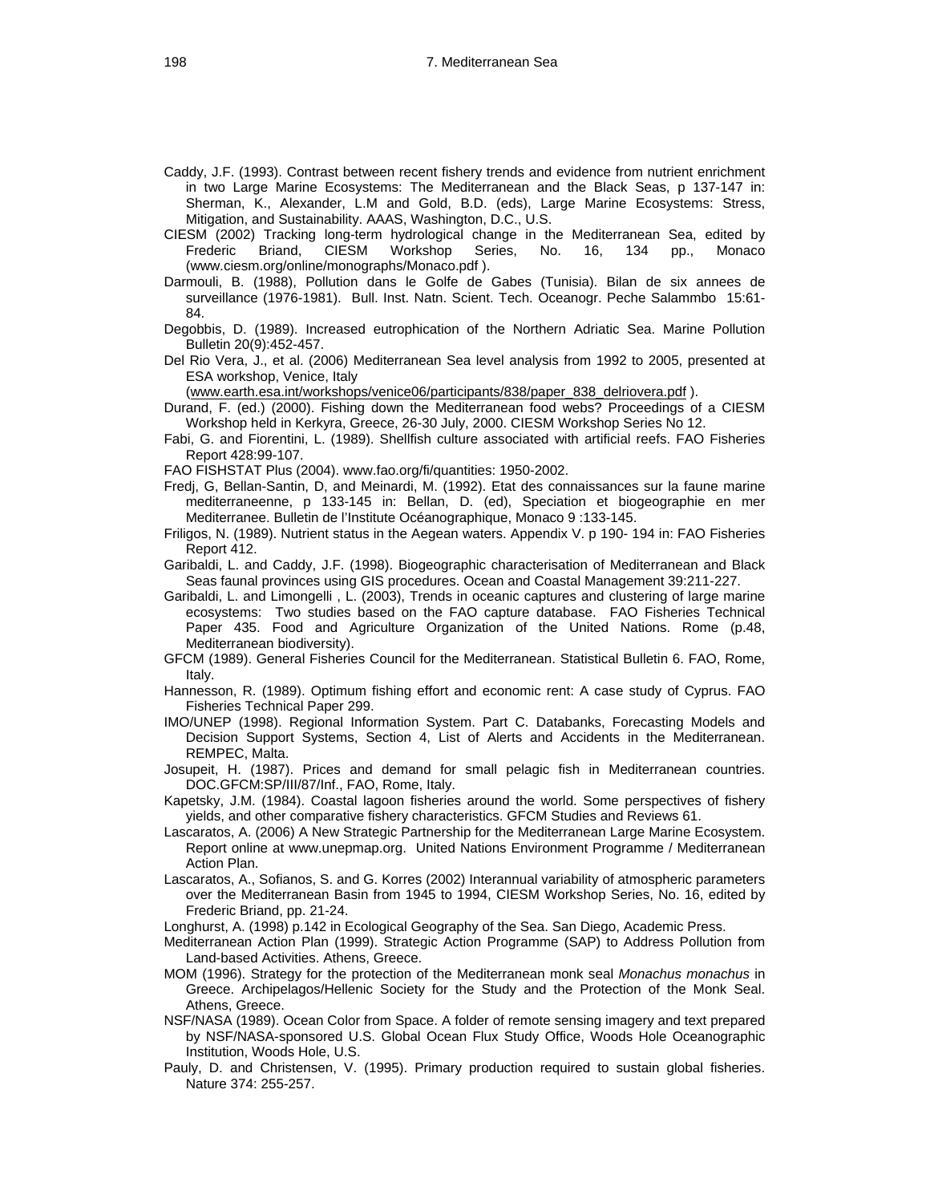Caddy, J.F. (1993). Contrast between recent fishery trends and evidence from nutrient enrichment in two Large Marine Ecosystems: The Mediterranean and the Black Seas, p 137-147 in: Sherman, K., Alexander, L.M and Gold, B.D. (eds), Large Marine Ecosystems: Stress, Mitigation, and Sustainability. AAAS, Washington, D.C., U.S.

CIESM (2002) Tracking long-term hydrological change in the Mediterranean Sea, edited by Frederic Briand, CIESM Workshop Series, No. 16, 134 pp., Monaco (www.ciesm.org/online/monographs/Monaco.pdf ).

Darmouli, B. (1988), Pollution dans le Golfe de Gabes (Tunisia). Bilan de six annees de surveillance (1976-1981). Bull. Inst. Natn. Scient. Tech. Oceanogr. Peche Salammbo 15:61-84.

Degobbis, D. (1989). Increased eutrophication of the Northern Adriatic Sea. Marine Pollution Bulletin 20(9):452-457.

Del Rio Vera, J., et al. (2006) Mediterranean Sea level analysis from 1992 to 2005, presented at ESA workshop, Venice, Italy (www.earth.esa.int/workshops/venice06/participants/838/paper_838_delriovera.pdf ).

Durand, F. (ed.) (2000). Fishing down the Mediterranean food webs? Proceedings of a CIESM Workshop held in Kerkyra, Greece, 26-30 July, 2000. CIESM Workshop Series No 12.

Fabi, G. and Fiorentini, L. (1989). Shellfish culture associated with artificial reefs. FAO Fisheries Report 428:99-107.

FAO FISHSTAT Plus (2004). www.fao.org/fi/quantities: 1950-2002.

Fredj, G, Bellan-Santin, D, and Meinardi, M. (1992). Etat des connaissances sur la faune marine mediterraneenne, p 133-145 in: Bellan, D. (ed), Speciation et biogeographie en mer Mediterranee. Bulletin de l'Institute Océanographique, Monaco 9 :133-145.

Friligos, N. (1989). Nutrient status in the Aegean waters. Appendix V. p 190- 194 in: FAO Fisheries Report 412.

Garibaldi, L. and Caddy, J.F. (1998). Biogeographic characterisation of Mediterranean and Black Seas faunal provinces using GIS procedures. Ocean and Coastal Management 39:211-227.

Garibaldi, L. and Limongelli , L. (2003), Trends in oceanic captures and clustering of large marine ecosystems: Two studies based on the FAO capture database. FAO Fisheries Technical Paper 435. Food and Agriculture Organization of the United Nations. Rome (p.48, Mediterranean biodiversity).

GFCM (1989). General Fisheries Council for the Mediterranean. Statistical Bulletin 6. FAO, Rome, Italy.

Hannesson, R. (1989). Optimum fishing effort and economic rent: A case study of Cyprus. FAO Fisheries Technical Paper 299.

IMO/UNEP (1998). Regional Information System. Part C. Databanks, Forecasting Models and Decision Support Systems, Section 4, List of Alerts and Accidents in the Mediterranean. REMPEC, Malta.

Josupeit, H. (1987). Prices and demand for small pelagic fish in Mediterranean countries. DOC.GFCM:SP/III/87/Inf., FAO, Rome, Italy.

Kapetsky, J.M. (1984). Coastal lagoon fisheries around the world. Some perspectives of fishery yields, and other comparative fishery characteristics. GFCM Studies and Reviews 61.

Lascaratos, A. (2006) A New Strategic Partnership for the Mediterranean Large Marine Ecosystem. Report online at www.unepmap.org. United Nations Environment Programme / Mediterranean Action Plan.

Lascaratos, A., Sofianos, S. and G. Korres (2002) Interannual variability of atmospheric parameters over the Mediterranean Basin from 1945 to 1994, CIESM Workshop Series, No. 16, edited by Frederic Briand, pp. 21-24.

Longhurst, A. (1998) p.142 in Ecological Geography of the Sea. San Diego, Academic Press.

Mediterranean Action Plan (1999). Strategic Action Programme (SAP) to Address Pollution from Land-based Activities. Athens, Greece.

MOM (1996). Strategy for the protection of the Mediterranean monk seal *Monachus monachus* in Greece. Archipelagos/Hellenic Society for the Study and the Protection of the Monk Seal. Athens, Greece.

NSF/NASA (1989). Ocean Color from Space. A folder of remote sensing imagery and text prepared by NSF/NASA-sponsored U.S. Global Ocean Flux Study Office, Woods Hole Oceanographic Institution, Woods Hole, U.S.

Pauly, D. and Christensen, V. (1995). Primary production required to sustain global fisheries. Nature 374: 255-257.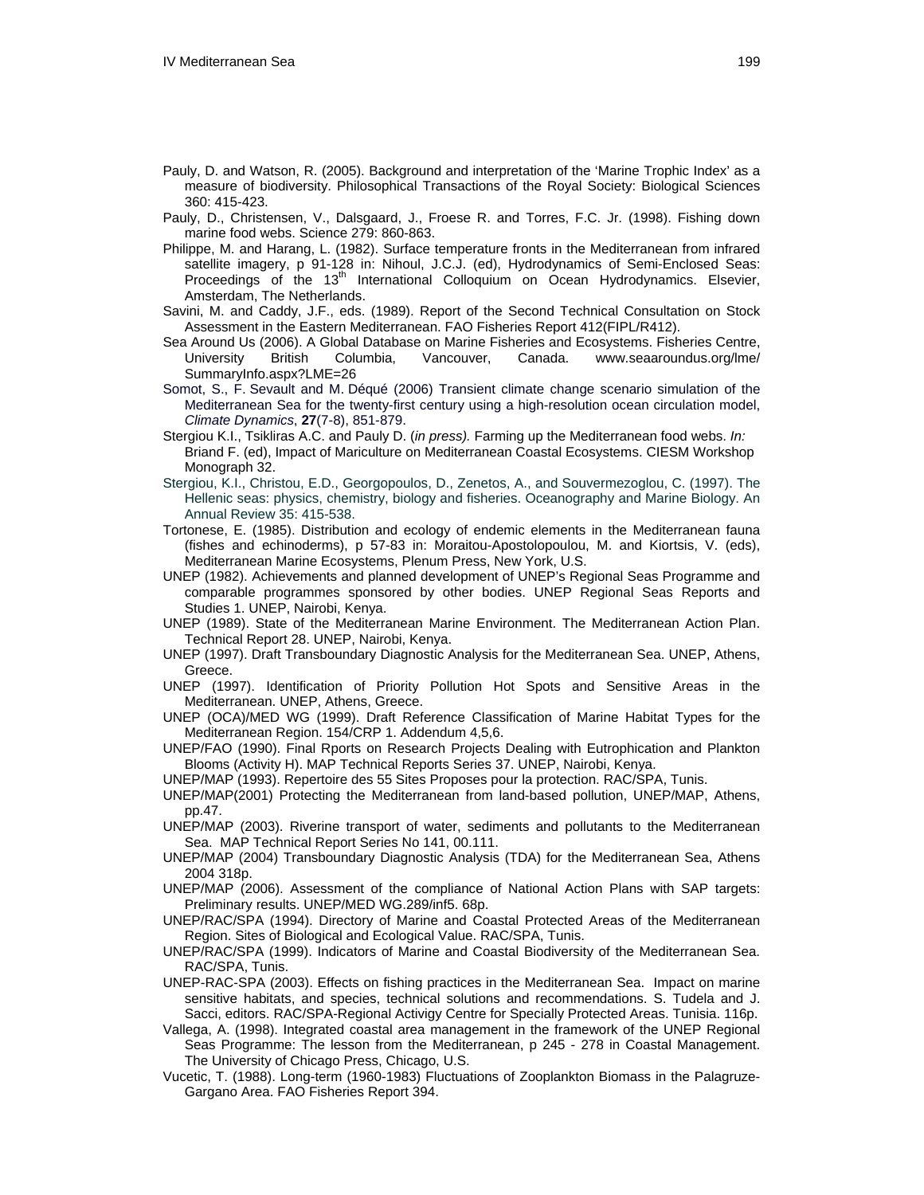Pauly, D. and Watson, R. (2005). Background and interpretation of the 'Marine Trophic Index' as a measure of biodiversity. Philosophical Transactions of the Royal Society: Biological Sciences 360: 415-423.

Pauly, D., Christensen, V., Dalsgaard, J., Froese R. and Torres, F.C. Jr. (1998). Fishing down marine food webs. Science 279: 860-863.

Philippe, M. and Harang, L. (1982). Surface temperature fronts in the Mediterranean from infrared satellite imagery, p 91-128 in: Nihoul, J.C.J. (ed), Hydrodynamics of Semi-Enclosed Seas: Proceedings of the 13th International Colloquium on Ocean Hydrodynamics. Elsevier, Amsterdam, The Netherlands.

Savini, M. and Caddy, J.F., eds. (1989). Report of the Second Technical Consultation on Stock Assessment in the Eastern Mediterranean. FAO Fisheries Report 412(FIPL/R412).

Sea Around Us (2006). A Global Database on Marine Fisheries and Ecosystems. Fisheries Centre, University British Columbia, Vancouver, Canada. www.seaaroundus.org/lme/SummaryInfo.aspx?LME=26

Somot, S., F. Sevault and M. Déqué (2006) Transient climate change scenario simulation of the Mediterranean Sea for the twenty-first century using a high-resolution ocean circulation model, *Climate Dynamics*, **27**(7-8), 851-879.

Stergiou K.I., Tsikliras A.C. and Pauly D. (*in press).* Farming up the Mediterranean food webs. *In:* Briand F. (ed), Impact of Mariculture on Mediterranean Coastal Ecosystems. CIESM Workshop Monograph 32.

Stergiou, K.I., Christou, E.D., Georgopoulos, D., Zenetos, A., and Souvermezoglou, C. (1997). The Hellenic seas: physics, chemistry, biology and fisheries. Oceanography and Marine Biology. An Annual Review 35: 415-538.

Tortonese, E. (1985). Distribution and ecology of endemic elements in the Mediterranean fauna (fishes and echinoderms), p 57-83 in: Moraitou-Apostolopoulou, M. and Kiortsis, V. (eds), Mediterranean Marine Ecosystems, Plenum Press, New York, U.S.

UNEP (1982). Achievements and planned development of UNEP's Regional Seas Programme and comparable programmes sponsored by other bodies. UNEP Regional Seas Reports and Studies 1. UNEP, Nairobi, Kenya.

UNEP (1989). State of the Mediterranean Marine Environment. The Mediterranean Action Plan. Technical Report 28. UNEP, Nairobi, Kenya.

UNEP (1997). Draft Transboundary Diagnostic Analysis for the Mediterranean Sea. UNEP, Athens, Greece.

UNEP (1997). Identification of Priority Pollution Hot Spots and Sensitive Areas in the Mediterranean. UNEP, Athens, Greece.

UNEP (OCA)/MED WG (1999). Draft Reference Classification of Marine Habitat Types for the Mediterranean Region. 154/CRP 1. Addendum 4,5,6.

UNEP/FAO (1990). Final Rports on Research Projects Dealing with Eutrophication and Plankton Blooms (Activity H). MAP Technical Reports Series 37. UNEP, Nairobi, Kenya.

UNEP/MAP (1993). Repertoire des 55 Sites Proposes pour la protection. RAC/SPA, Tunis.

UNEP/MAP(2001) Protecting the Mediterranean from land-based pollution, UNEP/MAP, Athens, pp.47.

UNEP/MAP (2003). Riverine transport of water, sediments and pollutants to the Mediterranean Sea. MAP Technical Report Series No 141, 00.111.

UNEP/MAP (2004) Transboundary Diagnostic Analysis (TDA) for the Mediterranean Sea, Athens 2004 318p.

UNEP/MAP (2006). Assessment of the compliance of National Action Plans with SAP targets: Preliminary results. UNEP/MED WG.289/inf5. 68p.

UNEP/RAC/SPA (1994). Directory of Marine and Coastal Protected Areas of the Mediterranean Region. Sites of Biological and Ecological Value. RAC/SPA, Tunis.

UNEP/RAC/SPA (1999). Indicators of Marine and Coastal Biodiversity of the Mediterranean Sea. RAC/SPA, Tunis.

UNEP-RAC-SPA (2003). Effects on fishing practices in the Mediterranean Sea. Impact on marine sensitive habitats, and species, technical solutions and recommendations. S. Tudela and J. Sacci, editors. RAC/SPA-Regional Activigy Centre for Specially Protected Areas. Tunisia. 116p.

Vallega, A. (1998). Integrated coastal area management in the framework of the UNEP Regional Seas Programme: The lesson from the Mediterranean, p 245 - 278 in Coastal Management. The University of Chicago Press, Chicago, U.S.

Vucetic, T. (1988). Long-term (1960-1983) Fluctuations of Zooplankton Biomass in the Palagruze-Gargano Area. FAO Fisheries Report 394.